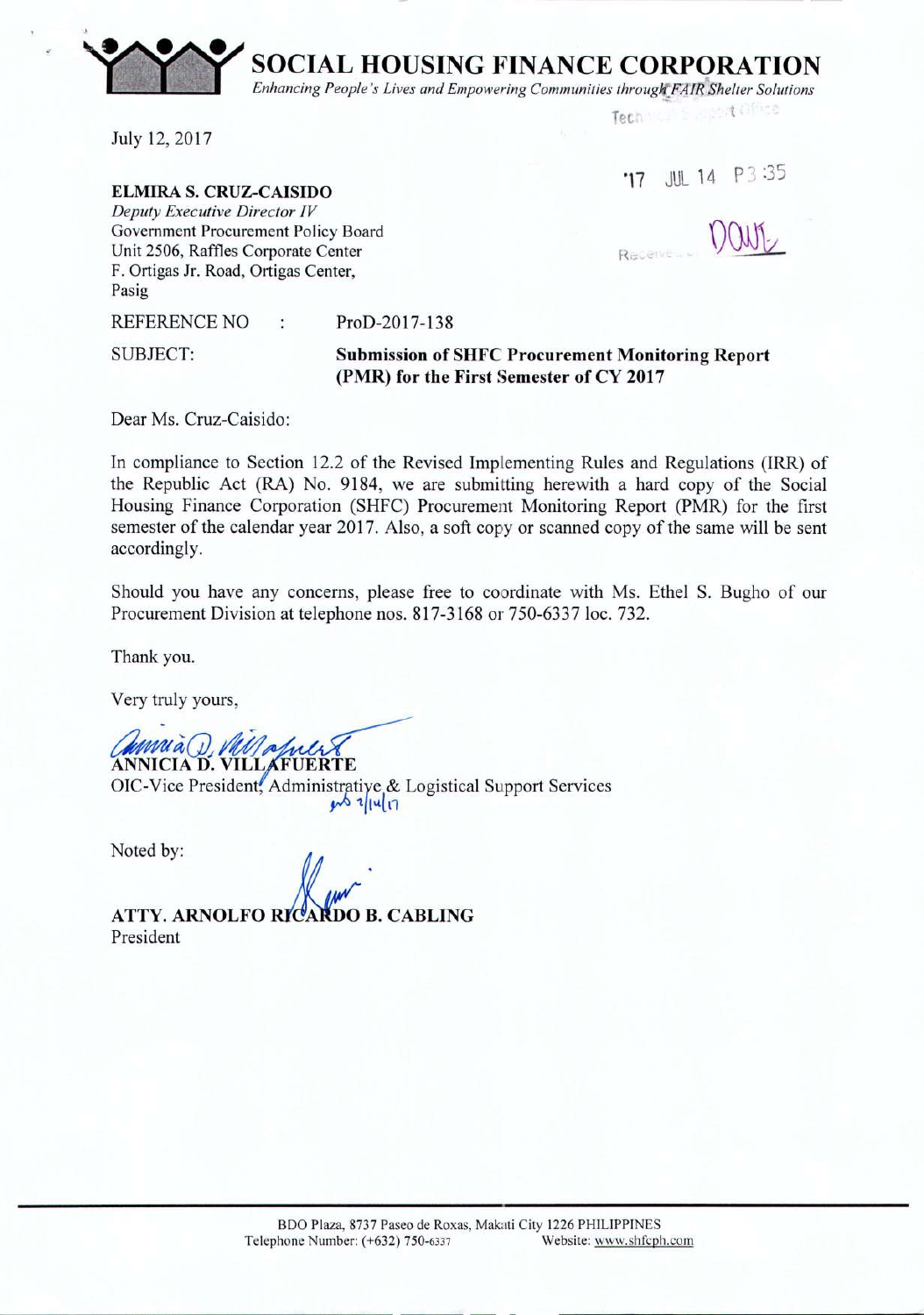# SOCIAL HOUSING FINANCE CORPORATION

*Enhancing People's Lives and Empowering Communities through FAIR Shelter Solutions*

Technical Support Office

'17 JUL 14 P3:35

Received: DQWL

July 12, 2017

**ELMIRA S. CRUZ-CAISIDO**
*Deputy Executive Director IV*
Government Procurement Policy Board
Unit 2506, Raffles Corporate Center
F. Ortigas Jr. Road, Ortigas Center,
Pasig

REFERENCE NO : ProD-2017-138

SUBJECT: **Submission of SHFC Procurement Monitoring Report (PMR) for the First Semester of CY 2017**

Dear Ms. Cruz-Caisido:

In compliance to Section 12.2 of the Revised Implementing Rules and Regulations (IRR) of the Republic Act (RA) No. 9184, we are submitting herewith a hard copy of the Social Housing Finance Corporation (SHFC) Procurement Monitoring Report (PMR) for the first semester of the calendar year 2017. Also, a soft copy or scanned copy of the same will be sent accordingly.

Should you have any concerns, please free to coordinate with Ms. Ethel S. Bugho of our Procurement Division at telephone nos. 817-3168 or 750-6337 loc. 732.

Thank you.

Very truly yours,

**ANNICIA D. VILLAFUERTE**
OIC-Vice President, Administrative & Logistical Support Services

Noted by:

**ATTY. ARNOLFO RICARDO B. CABLING**
President

BDO Plaza, 8737 Paseo de Roxas, Makati City 1226 PHILIPPINES
Telephone Number: (+632) 750-6337 Website: www.shfcph.com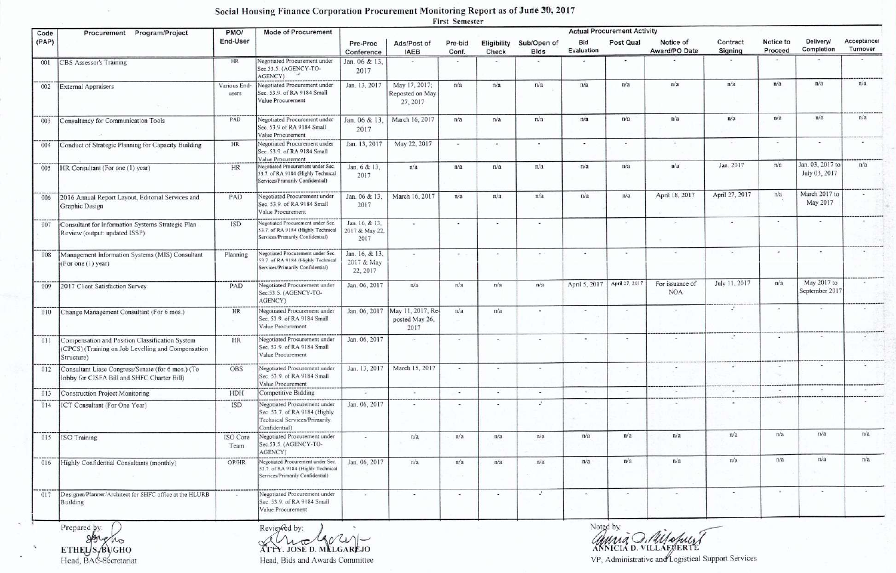# Social Housing Finance Corporation Procurement Monitoring Report as of June 30, 2017

**First Semester**

| Code (PAP) | Procurement Program/Project | PMO/ End-User | Mode of Procurement | Actual Procurement Activity | | | | | | | | | | | |
|---|---|---|---|---|---|---|---|---|---|---|---|---|---|---|---|
| | | | | Pre-Proc Conference | Ads/Post of IAEB | Pre-bid Conf. | Eligibility Check | Sub/Open of Bids | Bid Evaluation | Post Qual | Notice of Award/PO Date | Contract Signing | Notice to Proceed | Delivery/ Completion | Acceptance/ Turnover |
| 001 | CBS Assessor's Training | HR | Negotiated Procurement under Sec.53.5. (AGENCY-TO-AGENCY) | Jan. 06 & 13, 2017 | - | - | - | - | - | - | - | - | - | - | - |
| 002 | External Appraisers | Various End-users | Negotiated Procurement under Sec. 53.9. of RA 9184 Small Value Procurement | Jan. 13, 2017 | May 17, 2017; Reposted on May 27, 2017 | n/a | n/a | n/a | n/a | n/a | n/a | n/a | n/a | n/a | n/a |
| 003 | Consultancy for Communication Tools | PAD | Negotiated Procurement under Sec. 53.9 of RA 9184 Small Value Procurement | Jan. 06 & 13, 2017 | March 16, 2017 | n/a | n/a | n/a | n/a | n/a | n/a | n/a | n/a | n/a | n/a |
| 004 | Conduct of Strategic Planning for Capacity Building | HR | Negotiated Procurement under Sec. 53.9. of RA 9184 Small Value Procurement | Jan. 13, 2017 | May 22, 2017 | - | - | - | - | - | - | - | - | - | - |
| 005 | HR Consultant (For one (1) year) | HR | Negotiated Procurement under Sec. 53.7. of RA 9184 (Highly Technical Services/Primarily Confidential) | Jan. 6 & 13, 2017 | n/a | n/a | n/a | n/a | n/a | n/a | n/a | Jan. 2017 | n/a | Jan. 03, 2017 to July 03, 2017 | n/a |
| 006 | 2016 Annual Report Layout, Editorial Services and Graphic Design | PAD | Negotiated Procurement under Sec. 53.9. of RA 9184 Small Value Procurement | Jan. 06 & 13, 2017 | March 16, 2017 | n/a | n/a | n/a | n/a | n/a | April 18, 2017 | April 27, 2017 | n/a | March 2017 to May 2017 | - |
| 007 | Consultant for Information Systems Strategic Plan Review (output: updated ISSP) | ISD | Negotiated Procurement under Sec. 53.7. of RA 9184 (Highly Technical Services/Primarily Confidential) | Jan. 16, & 13, 2017 & May 22, 2017 | - | - | - | - | | - | - | - | - | - | - |
| 008 | Management Information Systems (MIS) Consultant (For one (1) year) | Planning | Negotiated Procurement under Sec. 53.7. of RA 9184 (Highly Technical Services/Primarily Confidential) | Jan. 16, & 13, 2017 & May 22, 2017 | - | - | - | - | - | - | - | - | - | - | - |
| 009 | 2017 Client Satisfaction Survey | PAD | Negotiated Procurement under Sec.53.5. (AGENCY-TO-AGENCY) | Jan. 06, 2017 | n/a | n/a | n/a | n/a | April 5, 2017 | April 27, 2017 | For issuance of NOA | July 11, 2017 | n/a | May 2017 to September 2017 | |
| 010 | Change Management Consultant (For 6 mos.) | HR | Negotiated Procurement under Sec. 53.9. of RA 9184 Small Value Procurement | Jan. 06, 2017 | May 11, 2017; Re-posted May 26, 2017 | n/a | n/a | - | - | - | - | - | - | - | - |
| 011 | Compensation and Position Classification System (CPCS) (Training on Job Levelling and Compensation Structure) | HR | Negotiated Procurement under Sec. 53.9. of RA 9184 Small Value Procurement | Jan. 06, 2017 | - | - | - | - | - | - | - | - | - | - | - |
| 012 | Consultant Liase Congress/Senate (for 6 mos.) (To lobby for CISFA Bill and SHFC Charter Bill) | OBS | Negotiated Procurement under Sec. 53.9. of RA 9184 Small Value Procurement | Jan. 13, 2017 | March 15, 2017 | - | - | - | - | - | - | - | - | - | - |
| 013 | Construction Project Monitoring | HDH | Competitive Bidding | - | - | - | - | - | - | - | - | - | - | - | - |
| 014 | ICT Consultant (For One Year) | ISD | Negotiated Procurement under Sec. 53.7. of RA 9184 (Highly Technical Services/Primarily Confidential) | Jan. 06, 2017 | - | - | - | - | - | - | - | - | - | - | - |
| 015 | ISO Training | ISO Core Team | Negotiated Procurement under Sec.53.5. (AGENCY-TO-AGENCY) | - | n/a | n/a | n/a | n/a | n/a | n/a | n/a | n/a | n/a | n/a | n/a |
| 016 | Highly Confidential Consultants (monthly) | OP/HR | Negotiated Procurement under Sec. 53.7. of RA 9184 (Highly Technical Services/Primarily Confidential) | Jan. 06, 2017 | n/a | n/a | n/a | n/a | n/a | n/a | n/a | n/a | n/a | n/a | n/a |
| 017 | Designer/Planner/Architect for SHFC office at the HLURB Building | - | Negotiated Procurement under Sec. 53.9. of RA 9184 Small Value Procurement | - | - | - | - | - | - | - | - | - | - | - | - |

Prepared by:

**ETHEL S. BUGHO**
Head, BAC-Secretariat

Reviewed by:

**ATTY. JOSE D. MELGAREJO**
Head, Bids and Awards Committee

Noted by:

**ANNICIA D. VILLAFUERTE**
VP, Administrative and Logistical Support Services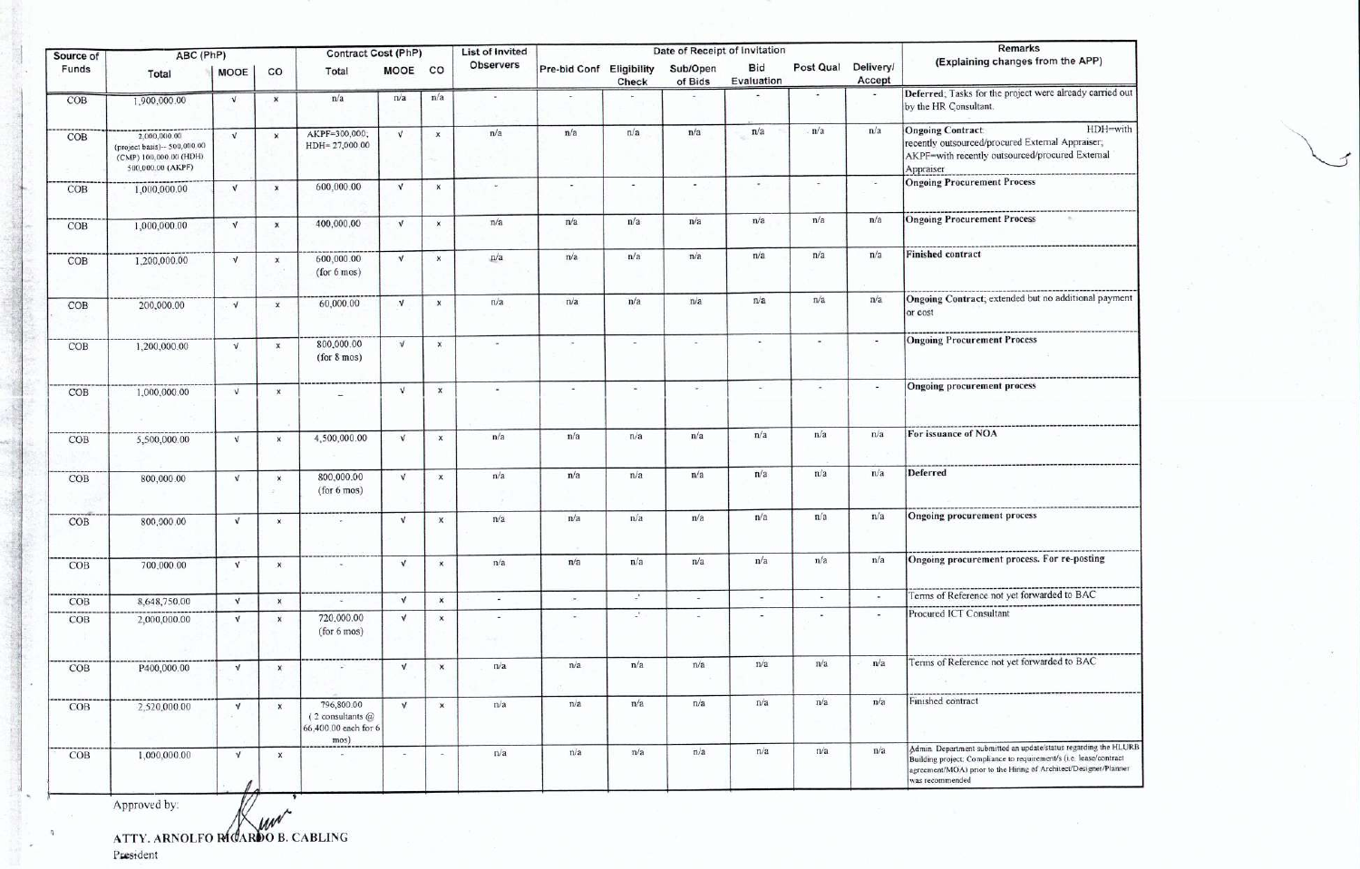| Source of Funds | ABC (PhP) | | | Contract Cost (PhP) | | | List of Invited Observers | Date of Receipt of Invitation | | | | | | | Remarks (Explaining changes from the APP) |
|---|---|---|---|---|---|---|---|---|---|---|---|---|---|---|---|
| | Total | MOOE | CO | Total | MOOE | CO | | Pre-bid Conf | Eligibility Check | Sub/Open of Bids | Bid Evaluation | Post Qual | Delivery/ Accept | | |
| COB | 1,900,000.00 | √ | x | n/a | n/a | n/a | - | - | - | - | - | - | - | | Deferred; Tasks for the project were already carried out by the HR Consultant. |
| COB | 2,000,000.00 (project basis)-- 500,000.00 (CMP) 100,000.00 (HDH) 500,000.00 (AKPF) | √ | x | AKPF=300,000; HDH= 27,000.00 | √ | x | n/a | n/a | n/a | n/a | n/a | n/a | n/a | | Ongoing Contract: HDH=with recently outsourced/procured External Appraiser; AKPF=with recently outsourced/procured External Appraiser |
| COB | 1,000,000.00 | √ | x | 600,000.00 | √ | x | - | - | - | - | - | - | - | | Ongoing Procurement Process |
| COB | 1,000,000.00 | √ | x | 400,000.00 | √ | x | n/a | n/a | n/a | n/a | n/a | n/a | n/a | | Ongoing Procurement Process |
| COB | 1,200,000.00 | √ | x | 600,000.00 (for 6 mos) | √ | x | n/a | n/a | n/a | n/a | n/a | n/a | n/a | | Finished contract |
| COB | 200,000.00 | √ | x | 60,000.00 | √ | x | n/a | n/a | n/a | n/a | n/a | n/a | n/a | | Ongoing Contract; extended but no additional payment or cost |
| COB | 1,200,000.00 | √ | x | 800,000.00 (for 8 mos) | √ | x | - | - | - | - | - | - | - | | Ongoing Procurement Process |
| COB | 1,000,000.00 | √ | x | _ | √ | x | - | - | - | - | - | - | - | | Ongoing procurement process |
| COB | 5,500,000.00 | √ | x | 4,500,000.00 | √ | x | n/a | n/a | n/a | n/a | n/a | n/a | n/a | | For issuance of NOA |
| COB | 800,000.00 | √ | x | 800,000.00 (for 6 mos) | √ | x | n/a | n/a | n/a | n/a | n/a | n/a | n/a | | Deferred |
| COB | 800,000.00 | √ | x | - | √ | x | n/a | n/a | n/a | n/a | n/a | n/a | n/a | | Ongoing procurement process |
| COB | 700,000.00 | √ | x | - | √ | x | n/a | n/a | n/a | n/a | n/a | n/a | n/a | | Ongoing procurement process. For re-posting |
| COB | 8,648,750.00 | √ | x | - | √ | x | - | - | - | - | - | - | - | | Terms of Reference not yet forwarded to BAC |
| COB | 2,000,000.00 | √ | x | 720,000.00 (for 6 mos) | √ | x | - | - | - | - | - | - | - | | Procured ICT Consultant |
| COB | P400,000.00 | √ | x | - | √ | x | n/a | n/a | n/a | n/a | n/a | n/a | n/a | | Terms of Reference not yet forwarded to BAC |
| COB | 2,520,000.00 | √ | x | 796,800.00 (2 consultants @ 66,400.00 each for 6 mos) | √ | x | n/a | n/a | n/a | n/a | n/a | n/a | n/a | | Finished contract |
| COB | 1,000,000.00 | √ | x | - | - | - | n/a | n/a | n/a | n/a | n/a | n/a | n/a | | Admin. Department submitted an update/status regarding the HLURB Building project. Compliance to requirement/s (i.e. lease/contract agreement/MOA) prior to the Hiring of Architect/Designer/Planner was recommended |

Approved by:

ATTY. ARNOLFO RICARDO B. CABLING
President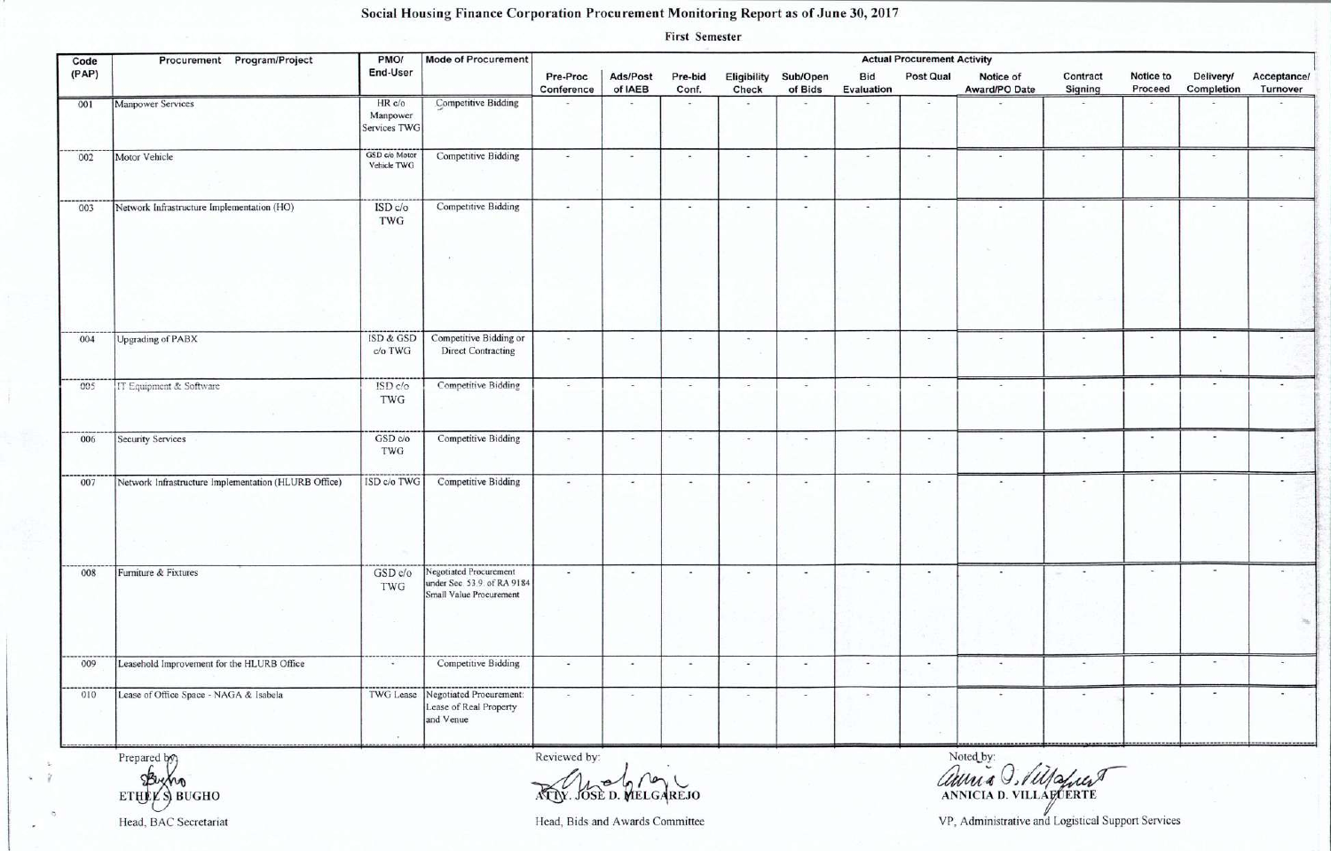## Social Housing Finance Corporation Procurement Monitoring Report as of June 30, 2017

**First Semester**

| Code (PAP) | Procurement Program/Project | PMO/ End-User | Mode of Procurement | Actual Procurement Activity | | | | | | | | | | | |
|---|---|---|---|---|---|---|---|---|---|---|---|---|---|---|---|
| | | | | Pre-Proc Conference | Ads/Post of IAEB | Pre-bid Conf. | Eligibility Check | Sub/Open of Bids | Bid Evaluation | Post Qual | Notice of Award/PO Date | Contract Signing | Notice to Proceed | Delivery/ Completion | Acceptance/ Turnover |
| 001 | Manpower Services | HR c/o Manpower Services TWG | Competitive Bidding | - | - | - | - | - | - | - | - | - | - | - | - |
| 002 | Motor Vehicle | GSD c/o Motor Vehicle TWG | Competitive Bidding | - | - | - | - | - | - | - | - | - | - | - | - |
| 003 | Network Infrastructure Implementation (HO) | ISD c/o TWG | Competitive Bidding | - | - | - | - | - | - | - | - | - | - | - | - |
| 004 | Upgrading of PABX | ISD & GSD c/o TWG | Competitive Bidding or Direct Contracting | - | - | - | - | - | - | - | - | - | - | - | - |
| 005 | IT Equipment & Software | ISD c/o TWG | Competitive Bidding | - | - | - | - | - | - | - | - | - | - | - | - |
| 006 | Security Services | GSD c/o TWG | Competitive Bidding | - | - | - | - | - | - | - | - | - | - | - | - |
| 007 | Network Infrastructure Implementation (HLURB Office) | ISD c/o TWG | Competitive Bidding | - | - | - | - | - | - | - | - | - | - | - | - |
| 008 | Furniture & Fixtures | GSD c/o TWG | Negotiated Procurement under Sec. 53.9. of RA 9184 Small Value Procurement | - | - | - | - | - | - | - | - | - | - | - | - |
| 009 | Leasehold Improvement for the HLURB Office | - | Competitive Bidding | - | - | - | - | - | - | - | - | - | - | - | - |
| 010 | Lease of Office Space - NAGA & Isabela | TWG Lease | Negotiated Procurement: Lease of Real Property and Venue | - | - | - | - | - | - | - | - | - | - | - | - |

Prepared by:

ETHEL S. BUGHO
Head, BAC Secretariat

Reviewed by:

ATTY. JOSE D. MELGAREJO
Head, Bids and Awards Committee

Noted by:

ANNICIA D. VILLAFUERTE
VP, Administrative and Logistical Support Services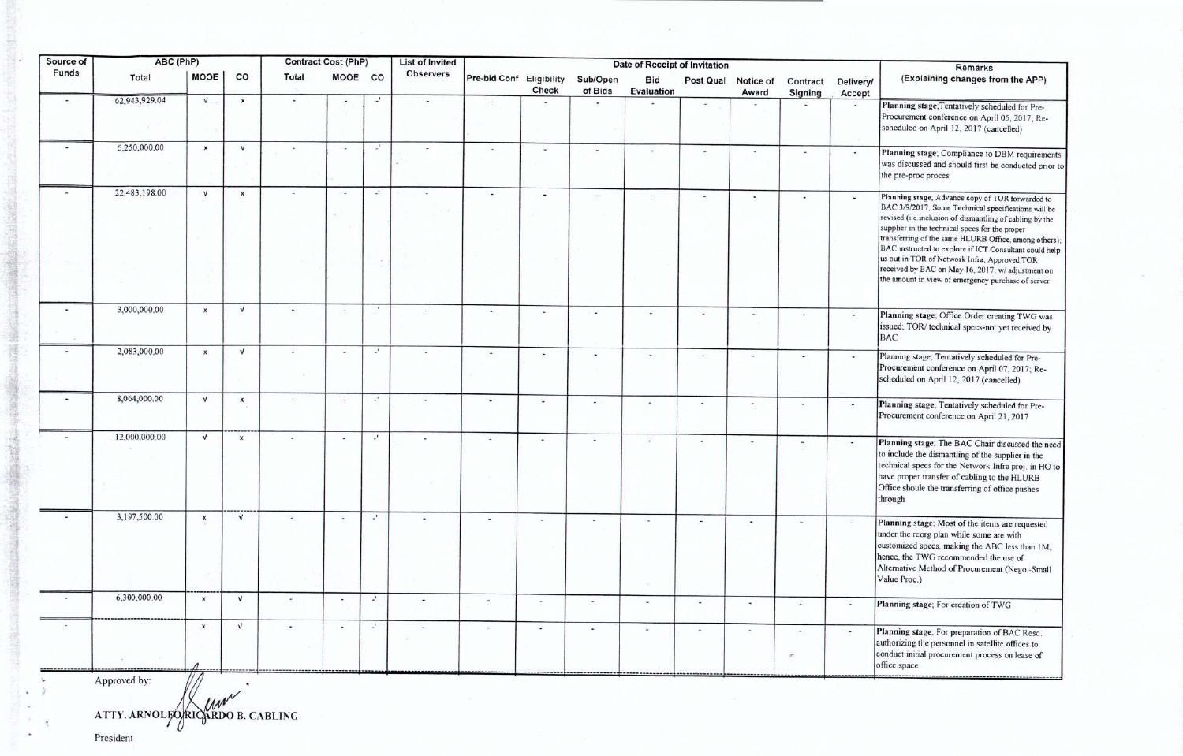| Source of Funds | ABC (PhP) | | | Contract Cost (PhP) | | | List of Invited Observers | Date of Receipt of Invitation | | | | | | | | Remarks (Explaining changes from the APP) |
|---|---|---|---|---|---|---|---|---|---|---|---|---|---|---|---|---|
| | Total | MOOE | CO | Total | MOOE | CO | | Pre-bid Conf | Eligibility Check | Sub/Open of Bids | Bid Evaluation | Post Qual | Notice of Award | Contract Signing | Delivery/ Accept | |
| - | 62,943,929.04 | √ | x | - | - | - | - | - | - | - | - | - | - | - | - | **Planning stage**;Tentatively scheduled for Pre-Procurement conference on April 05, 2017; Re-scheduled on April 12, 2017 (cancelled) |
| - | 6,250,000.00 | x | √ | - | - | - | - | - | - | - | - | - | - | - | - | **Planning stage**; Compliance to DBM requirements was discussed and should first be conducted prior to the pre-proc proces |
| - | 22,483,198.00 | √ | x | - | - | - | - | - | - | - | - | - | - | - | - | **Planning stage**; Advance copy of TOR forwarded to BAC 3/9/2017; Some Technical specifications will be revised (i.e.inclusion of dismantling of cabling by the supplier in the technical specs for the proper transferring of the same HLURB Office, among others); BAC instructed to explore if ICT Consultant could help us out in TOR of Network Infra; Approved TOR received by BAC on May 16, 2017; w/ adjustment on the amount in view of emergency purchase of server |
| - | 3,000,000.00 | x | √ | - | - | - | - | - | - | - | - | - | - | - | - | **Planning stage**; Office Order creating TWG was issued; TOR/ technical specs-not yet received by BAC |
| - | 2,083,000.00 | x | √ | - | - | - | - | - | - | - | - | - | - | - | - | Planning stage; Tentatively scheduled for Pre-Procurement conference on April 07, 2017; Re-scheduled on April 12, 2017 (cancelled) |
| - | 8,064,000.00 | √ | x | - | - | - | - | - | - | - | - | - | - | - | - | **Planning stage**; Tentatively scheduled for Pre-Procurement conference on April 21, 2017 |
| - | 12,000,000.00 | √ | x | - | - | - | - | - | - | - | - | - | - | - | - | **Planning stage**; The BAC Chair discussed the need to include the dismantling of the supplier in the technical specs for the Network Infra proj. in HO to have proper transfer of cabling to the HLURB Office shoule the transferring of office pushes through |
| - | 3,197,500.00 | x | √ | - | - | - | - | - | - | - | - | - | - | - | - | **Planning stage**; Most of the items are requested under the reorg plan while some are with customized specs, making the ABC less than 1M, hence, the TWG recommended the use of Alternative Method of Procurement (Nego.-Small Value Proc.) |
| - | 6,300,000.00 | x | √ | - | - | - | - | - | - | - | - | - | - | - | - | **Planning stage**; For creation of TWG |
| - | | x | √ | - | - | - | - | - | - | - | - | - | - | - | - | **Planning stage**; For preparation of BAC Reso. authorizing the personnel in satellite offices to conduct initial procurement process on lease of office space |

Approved by:

ATTY. ARNOLFO RICARDO B. CABLING

President